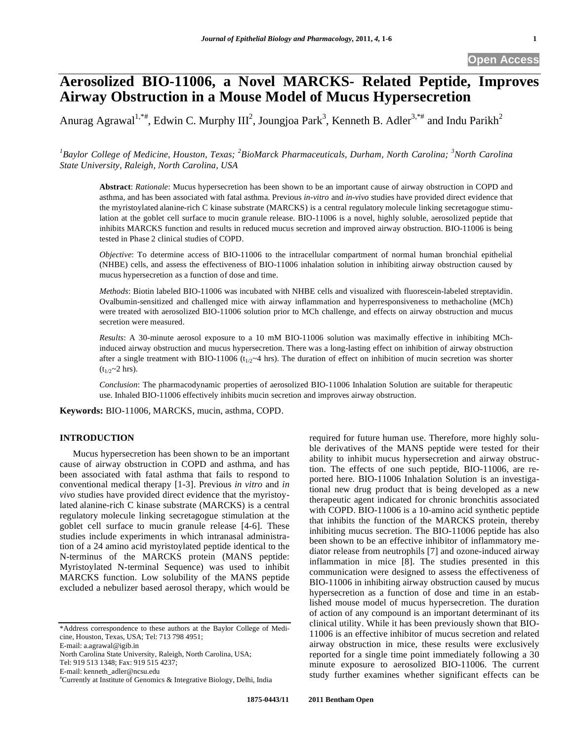Open Access

# Aerosolized BIO-11006, a Novel MARCKS- Related Peptide, Improves Airway Obstruction in a Mouse Model of Mucus Hypersecretion

Anurag Agrawal[1,*,#], Edwin C. Murphy III[2], Joungjoa Park[3], Kenneth B. Adler[3,*,#] and Indu Parikh[2]

*[1]Baylor College of Medicine, Houston, Texas; [2]BioMarck Pharmaceuticals, Durham, North Carolina; [3]North Carolina State University, Raleigh, North Carolina, USA*

**Abstract**: *Rationale*: Mucus hypersecretion has been shown to be an important cause of airway obstruction in COPD and asthma, and has been associated with fatal asthma. Previous *in-vitro* and *in-vivo* studies have provided direct evidence that the myristoylated alanine-rich C kinase substrate (MARCKS) is a central regulatory molecule linking secretagogue stimulation at the goblet cell surface to mucin granule release. BIO-11006 is a novel, highly soluble, aerosolized peptide that inhibits MARCKS function and results in reduced mucus secretion and improved airway obstruction. BIO-11006 is being tested in Phase 2 clinical studies of COPD.

*Objective*: To determine access of BIO-11006 to the intracellular compartment of normal human bronchial epithelial (NHBE) cells, and assess the effectiveness of BIO-11006 inhalation solution in inhibiting airway obstruction caused by mucus hypersecretion as a function of dose and time.

*Methods*: Biotin labeled BIO-11006 was incubated with NHBE cells and visualized with fluorescein-labeled streptavidin. Ovalbumin-sensitized and challenged mice with airway inflammation and hyperresponsiveness to methacholine (MCh) were treated with aerosolized BIO-11006 solution prior to MCh challenge, and effects on airway obstruction and mucus secretion were measured.

*Results*: A 30-minute aerosol exposure to a 10 mM BIO-11006 solution was maximally effective in inhibiting MCh-induced airway obstruction and mucus hypersecretion. There was a long-lasting effect on inhibition of airway obstruction after a single treatment with BIO-11006 ($t_{1/2}$~4 hrs). The duration of effect on inhibition of mucin secretion was shorter ($t_{1/2}$~2 hrs).

*Conclusion*: The pharmacodynamic properties of aerosolized BIO-11006 Inhalation Solution are suitable for therapeutic use. Inhaled BIO-11006 effectively inhibits mucin secretion and improves airway obstruction.

**Keywords:** BIO-11006, MARCKS, mucin, asthma, COPD.

## INTRODUCTION

Mucus hypersecretion has been shown to be an important cause of airway obstruction in COPD and asthma, and has been associated with fatal asthma that fails to respond to conventional medical therapy [1-3]. Previous *in vitro* and *in vivo* studies have provided direct evidence that the myristoylated alanine-rich C kinase substrate (MARCKS) is a central regulatory molecule linking secretagogue stimulation at the goblet cell surface to mucin granule release [4-6]. These studies include experiments in which intranasal administration of a 24 amino acid myristoylated peptide identical to the N-terminus of the MARCKS protein (MANS peptide: Myristoylated N-terminal Sequence) was used to inhibit MARCKS function. Low solubility of the MANS peptide excluded a nebulizer based aerosol therapy, which would be required for future human use. Therefore, more highly soluble derivatives of the MANS peptide were tested for their ability to inhibit mucus hypersecretion and airway obstruction. The effects of one such peptide, BIO-11006, are reported here. BIO-11006 Inhalation Solution is an investigational new drug product that is being developed as a new therapeutic agent indicated for chronic bronchitis associated with COPD. BIO-11006 is a 10-amino acid synthetic peptide that inhibits the function of the MARCKS protein, thereby inhibiting mucus secretion. The BIO-11006 peptide has also been shown to be an effective inhibitor of inflammatory mediator release from neutrophils [7] and ozone-induced airway inflammation in mice [8]. The studies presented in this communication were designed to assess the effectiveness of BIO-11006 in inhibiting airway obstruction caused by mucus hypersecretion as a function of dose and time in an established mouse model of mucus hypersecretion. The duration of action of any compound is an important determinant of its clinical utility. While it has been previously shown that BIO-11006 is an effective inhibitor of mucus secretion and related airway obstruction in mice, these results were exclusively reported for a single time point immediately following a 30 minute exposure to aerosolized BIO-11006. The current study further examines whether significant effects can be

*Address correspondence to these authors at the Baylor College of Medicine, Houston, Texas, USA; Tel: 713 798 4951;
E-mail: a.agrawal@igib.in
North Carolina State University, Raleigh, North Carolina, USA;
Tel: 919 513 1348; Fax: 919 515 4237;
E-mail: kenneth_adler@ncsu.edu
#Currently at Institute of Genomics & Integrative Biology, Delhi, India

1875-0443/11 2011 Bentham Open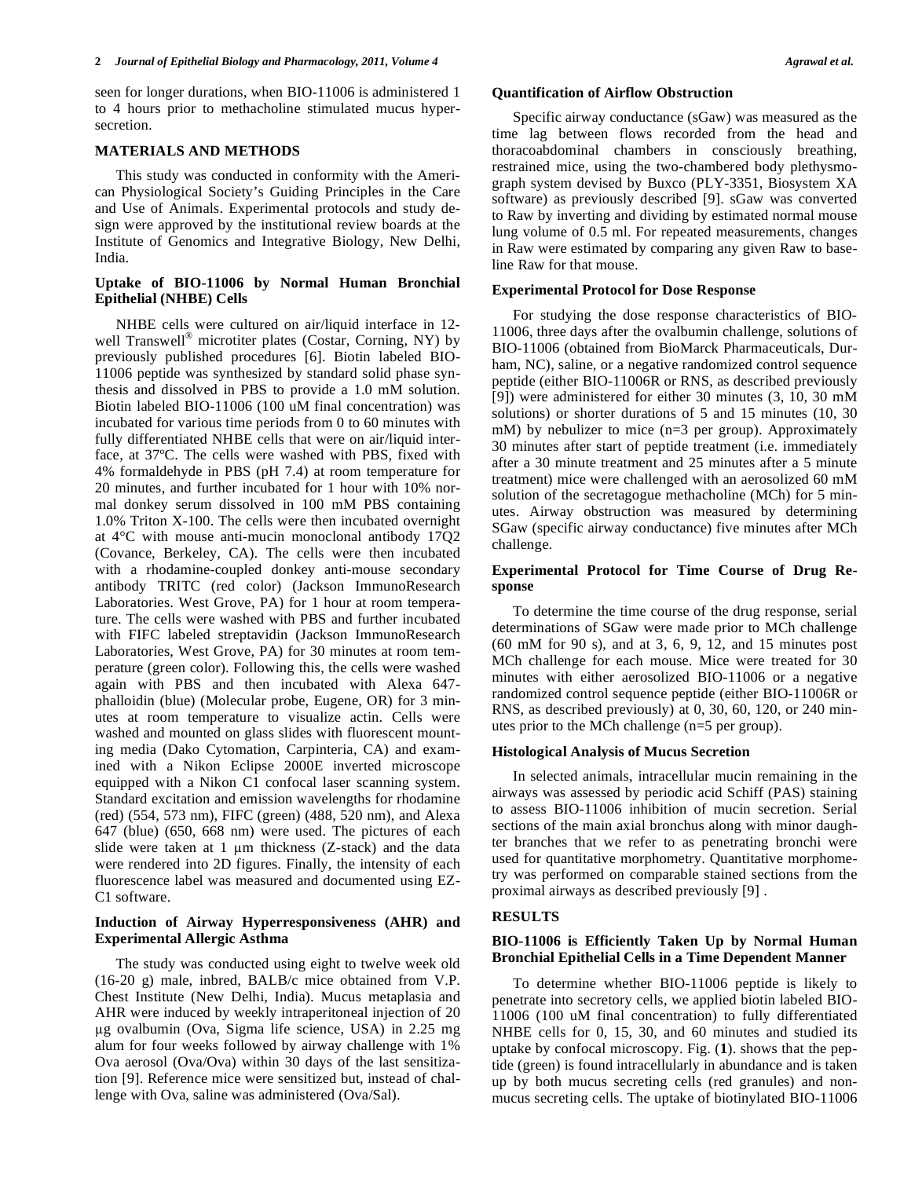seen for longer durations, when BIO-11006 is administered 1 to 4 hours prior to methacholine stimulated mucus hypersecretion.

## MATERIALS AND METHODS

This study was conducted in conformity with the American Physiological Society's Guiding Principles in the Care and Use of Animals. Experimental protocols and study design were approved by the institutional review boards at the Institute of Genomics and Integrative Biology, New Delhi, India.

### Uptake of BIO-11006 by Normal Human Bronchial Epithelial (NHBE) Cells

NHBE cells were cultured on air/liquid interface in 12-well Transwell® microtiter plates (Costar, Corning, NY) by previously published procedures [6]. Biotin labeled BIO-11006 peptide was synthesized by standard solid phase synthesis and dissolved in PBS to provide a 1.0 mM solution. Biotin labeled BIO-11006 (100 uM final concentration) was incubated for various time periods from 0 to 60 minutes with fully differentiated NHBE cells that were on air/liquid interface, at 37ºC. The cells were washed with PBS, fixed with 4% formaldehyde in PBS (pH 7.4) at room temperature for 20 minutes, and further incubated for 1 hour with 10% normal donkey serum dissolved in 100 mM PBS containing 1.0% Triton X-100. The cells were then incubated overnight at 4°C with mouse anti-mucin monoclonal antibody 17Q2 (Covance, Berkeley, CA). The cells were then incubated with a rhodamine-coupled donkey anti-mouse secondary antibody TRITC (red color) (Jackson ImmunoResearch Laboratories. West Grove, PA) for 1 hour at room temperature. The cells were washed with PBS and further incubated with FIFC labeled streptavidin (Jackson ImmunoResearch Laboratories, West Grove, PA) for 30 minutes at room temperature (green color). Following this, the cells were washed again with PBS and then incubated with Alexa 647-phalloidin (blue) (Molecular probe, Eugene, OR) for 3 minutes at room temperature to visualize actin. Cells were washed and mounted on glass slides with fluorescent mounting media (Dako Cytomation, Carpinteria, CA) and examined with a Nikon Eclipse 2000E inverted microscope equipped with a Nikon C1 confocal laser scanning system. Standard excitation and emission wavelengths for rhodamine (red) (554, 573 nm), FIFC (green) (488, 520 nm), and Alexa 647 (blue) (650, 668 nm) were used. The pictures of each slide were taken at 1 µm thickness (Z-stack) and the data were rendered into 2D figures. Finally, the intensity of each fluorescence label was measured and documented using EZ-C1 software.

### Induction of Airway Hyperresponsiveness (AHR) and Experimental Allergic Asthma

The study was conducted using eight to twelve week old (16-20 g) male, inbred, BALB/c mice obtained from V.P. Chest Institute (New Delhi, India). Mucus metaplasia and AHR were induced by weekly intraperitoneal injection of 20 µg ovalbumin (Ova, Sigma life science, USA) in 2.25 mg alum for four weeks followed by airway challenge with 1% Ova aerosol (Ova/Ova) within 30 days of the last sensitization [9]. Reference mice were sensitized but, instead of challenge with Ova, saline was administered (Ova/Sal).

### Quantification of Airflow Obstruction

Specific airway conductance (sGaw) was measured as the time lag between flows recorded from the head and thoracoabdominal chambers in consciously breathing, restrained mice, using the two-chambered body plethysmograph system devised by Buxco (PLY-3351, Biosystem XA software) as previously described [9]. sGaw was converted to Raw by inverting and dividing by estimated normal mouse lung volume of 0.5 ml. For repeated measurements, changes in Raw were estimated by comparing any given Raw to baseline Raw for that mouse.

### Experimental Protocol for Dose Response

For studying the dose response characteristics of BIO-11006, three days after the ovalbumin challenge, solutions of BIO-11006 (obtained from BioMarck Pharmaceuticals, Durham, NC), saline, or a negative randomized control sequence peptide (either BIO-11006R or RNS, as described previously [9]) were administered for either 30 minutes (3, 10, 30 mM solutions) or shorter durations of 5 and 15 minutes (10, 30 mM) by nebulizer to mice (n=3 per group). Approximately 30 minutes after start of peptide treatment (i.e. immediately after a 30 minute treatment and 25 minutes after a 5 minute treatment) mice were challenged with an aerosolized 60 mM solution of the secretagogue methacholine (MCh) for 5 minutes. Airway obstruction was measured by determining SGaw (specific airway conductance) five minutes after MCh challenge.

### Experimental Protocol for Time Course of Drug Response

To determine the time course of the drug response, serial determinations of SGaw were made prior to MCh challenge (60 mM for 90 s), and at 3, 6, 9, 12, and 15 minutes post MCh challenge for each mouse. Mice were treated for 30 minutes with either aerosolized BIO-11006 or a negative randomized control sequence peptide (either BIO-11006R or RNS, as described previously) at 0, 30, 60, 120, or 240 minutes prior to the MCh challenge (n=5 per group).

### Histological Analysis of Mucus Secretion

In selected animals, intracellular mucin remaining in the airways was assessed by periodic acid Schiff (PAS) staining to assess BIO-11006 inhibition of mucin secretion. Serial sections of the main axial bronchus along with minor daughter branches that we refer to as penetrating bronchi were used for quantitative morphometry. Quantitative morphometry was performed on comparable stained sections from the proximal airways as described previously [9] .

## RESULTS

### BIO-11006 is Efficiently Taken Up by Normal Human Bronchial Epithelial Cells in a Time Dependent Manner

To determine whether BIO-11006 peptide is likely to penetrate into secretory cells, we applied biotin labeled BIO-11006 (100 uM final concentration) to fully differentiated NHBE cells for 0, 15, 30, and 60 minutes and studied its uptake by confocal microscopy. Fig. (**1**). shows that the peptide (green) is found intracellularly in abundance and is taken up by both mucus secreting cells (red granules) and non-mucus secreting cells. The uptake of biotinylated BIO-11006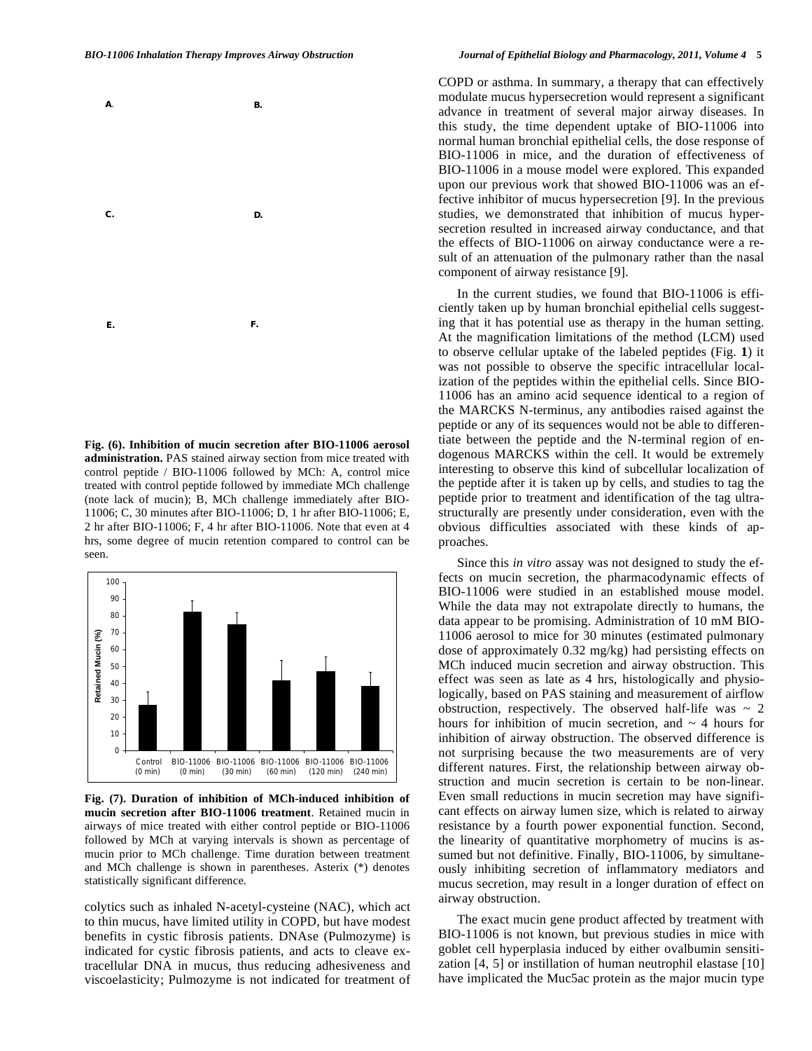A.

B.

C.

D.

E.

F.

**Fig. (6). Inhibition of mucin secretion after BIO-11006 aerosol administration.** PAS stained airway section from mice treated with control peptide / BIO-11006 followed by MCh: A, control mice treated with control peptide followed by immediate MCh challenge (note lack of mucin); B, MCh challenge immediately after BIO-11006; C, 30 minutes after BIO-11006; D, 1 hr after BIO-11006; E, 2 hr after BIO-11006; F, 4 hr after BIO-11006. Note that even at 4 hrs, some degree of mucin retention compared to control can be seen.

Retained Mucin (%)

100
90
80
70
60
50
40
30
20
10
0

Control (0 min)
BIO-11006 (0 min)
BIO-11006 (30 min)
BIO-11006 (60 min)
BIO-11006 (120 min)
BIO-11006 (240 min)

**Fig. (7). Duration of inhibition of MCh-induced inhibition of mucin secretion after BIO-11006 treatment**. Retained mucin in airways of mice treated with either control peptide or BIO-11006 followed by MCh at varying intervals is shown as percentage of mucin prior to MCh challenge. Time duration between treatment and MCh challenge is shown in parentheses. Asterix (*) denotes statistically significant difference.

colytics such as inhaled N-acetyl-cysteine (NAC), which act to thin mucus, have limited utility in COPD, but have modest benefits in cystic fibrosis patients. DNAse (Pulmozyme) is indicated for cystic fibrosis patients, and acts to cleave extracellular DNA in mucus, thus reducing adhesiveness and viscoelasticity; Pulmozyme is not indicated for treatment of COPD or asthma. In summary, a therapy that can effectively modulate mucus hypersecretion would represent a significant advance in treatment of several major airway diseases. In this study, the time dependent uptake of BIO-11006 into normal human bronchial epithelial cells, the dose response of BIO-11006 in mice, and the duration of effectiveness of BIO-11006 in a mouse model were explored. This expanded upon our previous work that showed BIO-11006 was an effective inhibitor of mucus hypersecretion [9]. In the previous studies, we demonstrated that inhibition of mucus hypersecretion resulted in increased airway conductance, and that the effects of BIO-11006 on airway conductance were a result of an attenuation of the pulmonary rather than the nasal component of airway resistance [9].

In the current studies, we found that BIO-11006 is efficiently taken up by human bronchial epithelial cells suggesting that it has potential use as therapy in the human setting. At the magnification limitations of the method (LCM) used to observe cellular uptake of the labeled peptides (Fig. **1**) it was not possible to observe the specific intracellular localization of the peptides within the epithelial cells. Since BIO-11006 has an amino acid sequence identical to a region of the MARCKS N-terminus, any antibodies raised against the peptide or any of its sequences would not be able to differentiate between the peptide and the N-terminal region of endogenous MARCKS within the cell. It would be extremely interesting to observe this kind of subcellular localization of the peptide after it is taken up by cells, and studies to tag the peptide prior to treatment and identification of the tag ultrastructurally are presently under consideration, even with the obvious difficulties associated with these kinds of approaches.

Since this *in vitro* assay was not designed to study the effects on mucin secretion, the pharmacodynamic effects of BIO-11006 were studied in an established mouse model. While the data may not extrapolate directly to humans, the data appear to be promising. Administration of 10 mM BIO-11006 aerosol to mice for 30 minutes (estimated pulmonary dose of approximately 0.32 mg/kg) had persisting effects on MCh induced mucin secretion and airway obstruction. This effect was seen as late as 4 hrs, histologically and physiologically, based on PAS staining and measurement of airflow obstruction, respectively. The observed half-life was ~ 2 hours for inhibition of mucin secretion, and ~ 4 hours for inhibition of airway obstruction. The observed difference is not surprising because the two measurements are of very different natures. First, the relationship between airway obstruction and mucin secretion is certain to be non-linear. Even small reductions in mucin secretion may have significant effects on airway lumen size, which is related to airway resistance by a fourth power exponential function. Second, the linearity of quantitative morphometry of mucins is assumed but not definitive. Finally, BIO-11006, by simultaneously inhibiting secretion of inflammatory mediators and mucus secretion, may result in a longer duration of effect on airway obstruction.

The exact mucin gene product affected by treatment with BIO-11006 is not known, but previous studies in mice with goblet cell hyperplasia induced by either ovalbumin sensitization [4, 5] or instillation of human neutrophil elastase [10] have implicated the Muc5ac protein as the major mucin type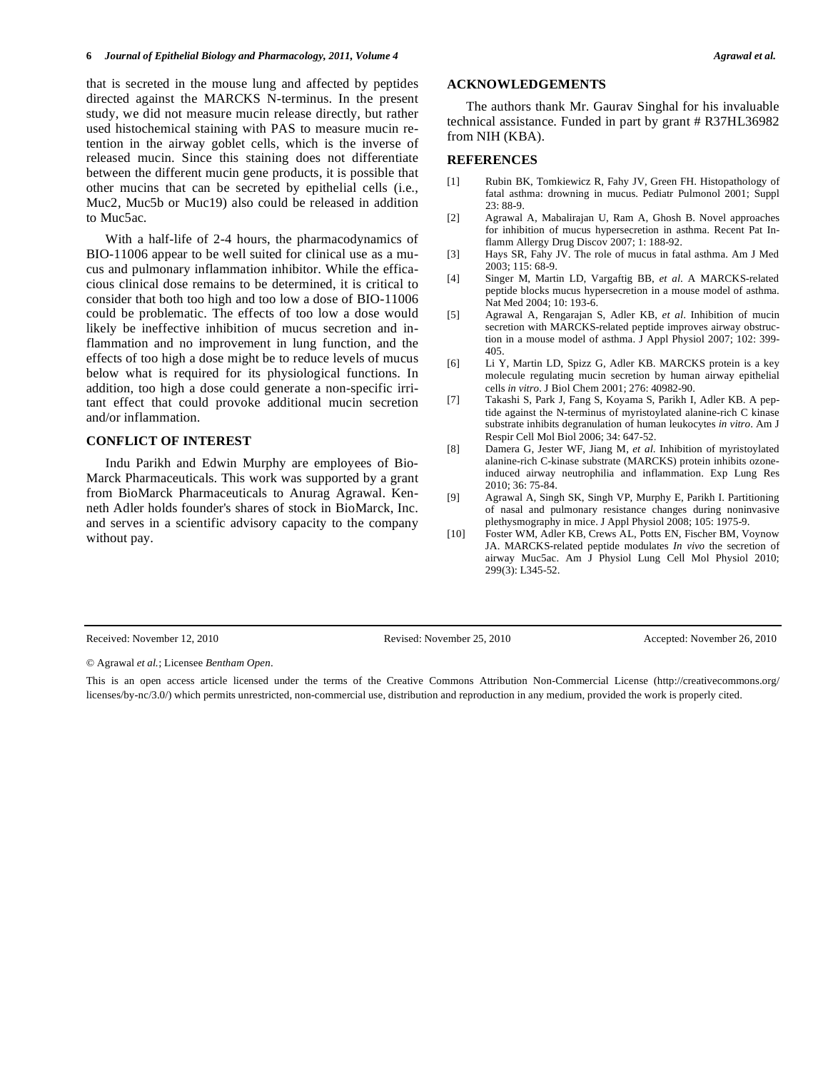that is secreted in the mouse lung and affected by peptides directed against the MARCKS N-terminus. In the present study, we did not measure mucin release directly, but rather used histochemical staining with PAS to measure mucin retention in the airway goblet cells, which is the inverse of released mucin. Since this staining does not differentiate between the different mucin gene products, it is possible that other mucins that can be secreted by epithelial cells (i.e., Muc2, Muc5b or Muc19) also could be released in addition to Muc5ac.

With a half-life of 2-4 hours, the pharmacodynamics of BIO-11006 appear to be well suited for clinical use as a mucus and pulmonary inflammation inhibitor. While the efficacious clinical dose remains to be determined, it is critical to consider that both too high and too low a dose of BIO-11006 could be problematic. The effects of too low a dose would likely be ineffective inhibition of mucus secretion and inflammation and no improvement in lung function, and the effects of too high a dose might be to reduce levels of mucus below what is required for its physiological functions. In addition, too high a dose could generate a non-specific irritant effect that could provoke additional mucin secretion and/or inflammation.

## CONFLICT OF INTEREST

Indu Parikh and Edwin Murphy are employees of BioMarck Pharmaceuticals. This work was supported by a grant from BioMarck Pharmaceuticals to Anurag Agrawal. Kenneth Adler holds founder's shares of stock in BioMarck, Inc. and serves in a scientific advisory capacity to the company without pay.

## ACKNOWLEDGEMENTS

The authors thank Mr. Gaurav Singhal for his invaluable technical assistance. Funded in part by grant # R37HL36982 from NIH (KBA).

## REFERENCES

[1] Rubin BK, Tomkiewicz R, Fahy JV, Green FH. Histopathology of fatal asthma: drowning in mucus. Pediatr Pulmonol 2001; Suppl 23: 88-9.

[2] Agrawal A, Mabalirajan U, Ram A, Ghosh B. Novel approaches for inhibition of mucus hypersecretion in asthma. Recent Pat Inflamm Allergy Drug Discov 2007; 1: 188-92.

[3] Hays SR, Fahy JV. The role of mucus in fatal asthma. Am J Med 2003; 115: 68-9.

[4] Singer M, Martin LD, Vargaftig BB, *et al*. A MARCKS-related peptide blocks mucus hypersecretion in a mouse model of asthma. Nat Med 2004; 10: 193-6.

[5] Agrawal A, Rengarajan S, Adler KB, *et al*. Inhibition of mucin secretion with MARCKS-related peptide improves airway obstruction in a mouse model of asthma. J Appl Physiol 2007; 102: 399-405.

[6] Li Y, Martin LD, Spizz G, Adler KB. MARCKS protein is a key molecule regulating mucin secretion by human airway epithelial cells *in vitro*. J Biol Chem 2001; 276: 40982-90.

[7] Takashi S, Park J, Fang S, Koyama S, Parikh I, Adler KB. A peptide against the N-terminus of myristoylated alanine-rich C kinase substrate inhibits degranulation of human leukocytes *in vitro*. Am J Respir Cell Mol Biol 2006; 34: 647-52.

[8] Damera G, Jester WF, Jiang M, *et al*. Inhibition of myristoylated alanine-rich C-kinase substrate (MARCKS) protein inhibits ozone-induced airway neutrophilia and inflammation. Exp Lung Res 2010; 36: 75-84.

[9] Agrawal A, Singh SK, Singh VP, Murphy E, Parikh I. Partitioning of nasal and pulmonary resistance changes during noninvasive plethysmography in mice. J Appl Physiol 2008; 105: 1975-9.

[10] Foster WM, Adler KB, Crews AL, Potts EN, Fischer BM, Voynow JA. MARCKS-related peptide modulates *In vivo* the secretion of airway Muc5ac. Am J Physiol Lung Cell Mol Physiol 2010; 299(3): L345-52.

Received: November 12, 2010 Revised: November 25, 2010 Accepted: November 26, 2010

© Agrawal *et al.*; Licensee *Bentham Open*.

This is an open access article licensed under the terms of the Creative Commons Attribution Non-Commercial License (http://creativecommons.org/licenses/by-nc/3.0/) which permits unrestricted, non-commercial use, distribution and reproduction in any medium, provided the work is properly cited.